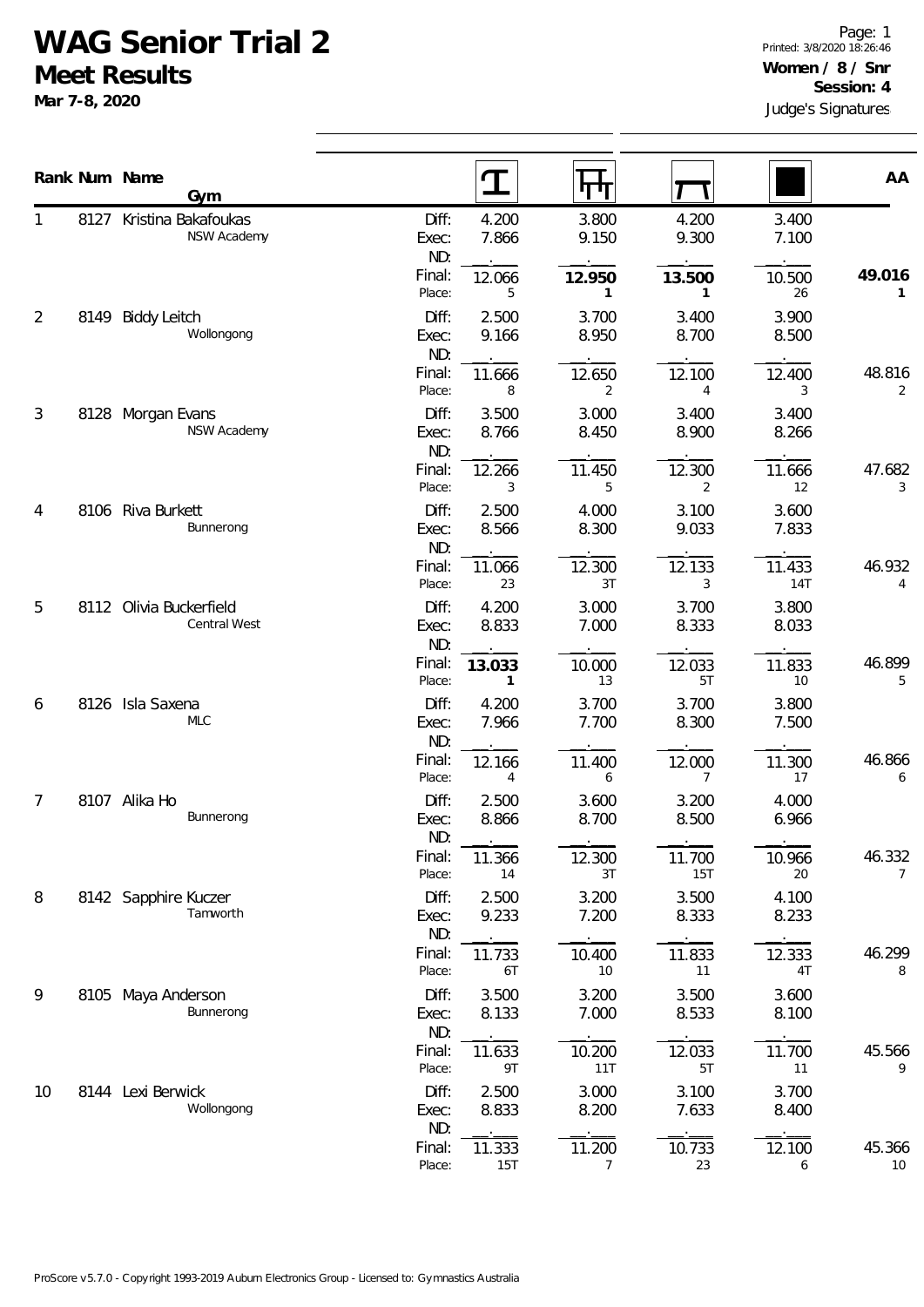# WAG Senior Trial 2

## Meet Results

**Mar 7-8, 2020**

Printed: 3/8/2020 18:26:46

**Women / 8 / Snr**

**Session: 4**

Judge's Signatures

| Rank | Num | Name / Gym | | Vault | Bars | Beam | Floor | AA |
|---|---|---|---|---|---|---|---|---|
| 1 | 8127 | Kristina Bakafoukas<br>NSW Academy | Diff: | 4.200 | 3.800 | 4.200 | 3.400 | |
| | | | Exec: | 7.866 | 9.150 | 9.300 | 7.100 | |
| | | | ND: | . | . | . | . | |
| | | | Final: | 12.066 | **12.950** | **13.500** | 10.500 | **49.016** |
| | | | Place: | 5 | **1** | **1** | 26 | **1** |
| 2 | 8149 | Biddy Leitch<br>Wollongong | Diff: | 2.500 | 3.700 | 3.400 | 3.900 | |
| | | | Exec: | 9.166 | 8.950 | 8.700 | 8.500 | |
| | | | ND: | . | . | . | . | |
| | | | Final: | 11.666 | 12.650 | 12.100 | 12.400 | 48.816 |
| | | | Place: | 8 | 2 | 4 | 3 | 2 |
| 3 | 8128 | Morgan Evans<br>NSW Academy | Diff: | 3.500 | 3.000 | 3.400 | 3.400 | |
| | | | Exec: | 8.766 | 8.450 | 8.900 | 8.266 | |
| | | | ND: | . | . | . | . | |
| | | | Final: | 12.266 | 11.450 | 12.300 | 11.666 | 47.682 |
| | | | Place: | 3 | 5 | 2 | 12 | 3 |
| 4 | 8106 | Riva Burkett<br>Bunnerong | Diff: | 2.500 | 4.000 | 3.100 | 3.600 | |
| | | | Exec: | 8.566 | 8.300 | 9.033 | 7.833 | |
| | | | ND: | . | . | . | . | |
| | | | Final: | 11.066 | 12.300 | 12.133 | 11.433 | 46.932 |
| | | | Place: | 23 | 3T | 3 | 14T | 4 |
| 5 | 8112 | Olivia Buckerfield<br>Central West | Diff: | 4.200 | 3.000 | 3.700 | 3.800 | |
| | | | Exec: | 8.833 | 7.000 | 8.333 | 8.033 | |
| | | | ND: | . | . | . | . | |
| | | | Final: | **13.033** | 10.000 | 12.033 | 11.833 | 46.899 |
| | | | Place: | **1** | 13 | 5T | 10 | 5 |
| 6 | 8126 | Isla Saxena<br>MLC | Diff: | 4.200 | 3.700 | 3.700 | 3.800 | |
| | | | Exec: | 7.966 | 7.700 | 8.300 | 7.500 | |
| | | | ND: | . | . | . | . | |
| | | | Final: | 12.166 | 11.400 | 12.000 | 11.300 | 46.866 |
| | | | Place: | 4 | 6 | 7 | 17 | 6 |
| 7 | 8107 | Alika Ho<br>Bunnerong | Diff: | 2.500 | 3.600 | 3.200 | 4.000 | |
| | | | Exec: | 8.866 | 8.700 | 8.500 | 6.966 | |
| | | | ND: | . | . | . | . | |
| | | | Final: | 11.366 | 12.300 | 11.700 | 10.966 | 46.332 |
| | | | Place: | 14 | 3T | 15T | 20 | 7 |
| 8 | 8142 | Sapphire Kuczer<br>Tamworth | Diff: | 2.500 | 3.200 | 3.500 | 4.100 | |
| | | | Exec: | 9.233 | 7.200 | 8.333 | 8.233 | |
| | | | ND: | . | . | . | . | |
| | | | Final: | 11.733 | 10.400 | 11.833 | 12.333 | 46.299 |
| | | | Place: | 6T | 10 | 11 | 4T | 8 |
| 9 | 8105 | Maya Anderson<br>Bunnerong | Diff: | 3.500 | 3.200 | 3.500 | 3.600 | |
| | | | Exec: | 8.133 | 7.000 | 8.533 | 8.100 | |
| | | | ND: | . | . | . | . | |
| | | | Final: | 11.633 | 10.200 | 12.033 | 11.700 | 45.566 |
| | | | Place: | 9T | 11T | 5T | 11 | 9 |
| 10 | 8144 | Lexi Berwick<br>Wollongong | Diff: | 2.500 | 3.000 | 3.100 | 3.700 | |
| | | | Exec: | 8.833 | 8.200 | 7.633 | 8.400 | |
| | | | ND: | . | . | . | . | |
| | | | Final: | 11.333 | 11.200 | 10.733 | 12.100 | 45.366 |
| | | | Place: | 15T | 7 | 23 | 6 | 10 |

ProScore v5.7.0 - Copyright 1993-2019 Auburn Electronics Group - Licensed to: Gymnastics Australia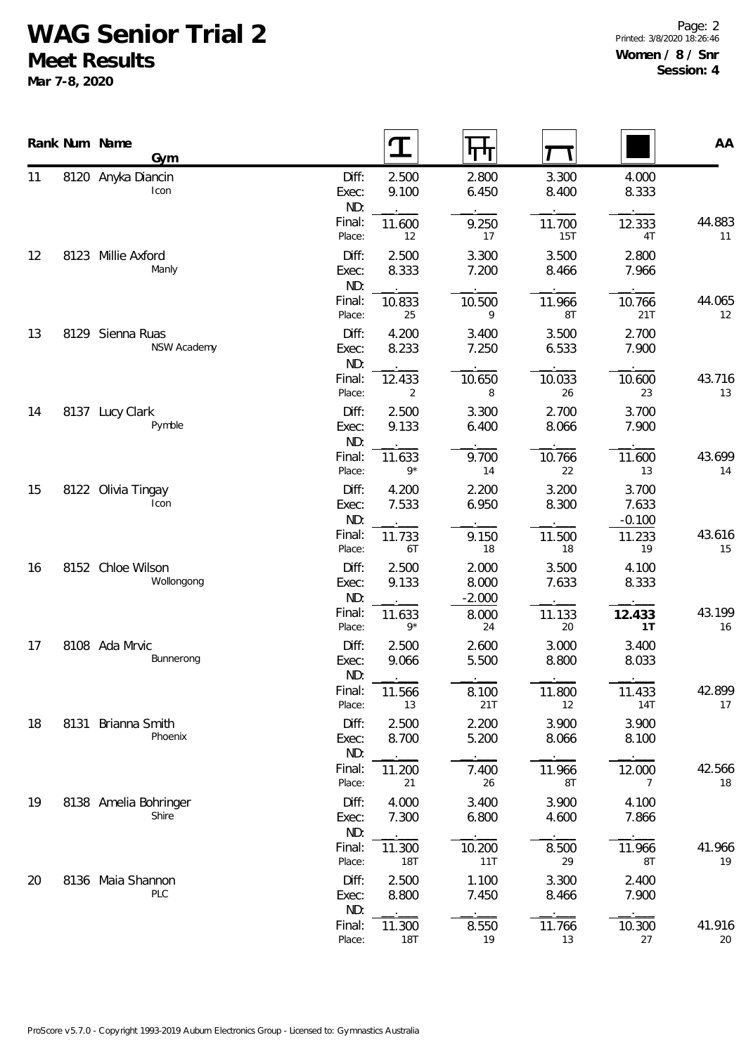# WAG Senior Trial 2

## Meet Results

**Mar 7-8, 2020**

**Women / 8 / Snr**
**Session: 4**

| Rank | Num | Name / Gym | | Vault | Bars | Beam | Floor | AA |
|---|---|---|---|---|---|---|---|---|
| 11 | 8120 | Anyka Diancin | Diff: | 2.500 | 2.800 | 3.300 | 4.000 | |
| | | Icon | Exec: | 9.100 | 6.450 | 8.400 | 8.333 | |
| | | | ND: | . | . | . | . | |
| | | | Final: | 11.600 | 9.250 | 11.700 | 12.333 | 44.883 |
| | | | Place: | 12 | 17 | 15T | 4T | 11 |
| 12 | 8123 | Millie Axford | Diff: | 2.500 | 3.300 | 3.500 | 2.800 | |
| | | Manly | Exec: | 8.333 | 7.200 | 8.466 | 7.966 | |
| | | | ND: | . | . | . | . | |
| | | | Final: | 10.833 | 10.500 | 11.966 | 10.766 | 44.065 |
| | | | Place: | 25 | 9 | 8T | 21T | 12 |
| 13 | 8129 | Sienna Ruas | Diff: | 4.200 | 3.400 | 3.500 | 2.700 | |
| | | NSW Academy | Exec: | 8.233 | 7.250 | 6.533 | 7.900 | |
| | | | ND: | . | . | . | . | |
| | | | Final: | 12.433 | 10.650 | 10.033 | 10.600 | 43.716 |
| | | | Place: | 2 | 8 | 26 | 23 | 13 |
| 14 | 8137 | Lucy Clark | Diff: | 2.500 | 3.300 | 2.700 | 3.700 | |
| | | Pymble | Exec: | 9.133 | 6.400 | 8.066 | 7.900 | |
| | | | ND: | . | . | . | . | |
| | | | Final: | 11.633 | 9.700 | 10.766 | 11.600 | 43.699 |
| | | | Place: | 9* | 14 | 22 | 13 | 14 |
| 15 | 8122 | Olivia Tingay | Diff: | 4.200 | 2.200 | 3.200 | 3.700 | |
| | | Icon | Exec: | 7.533 | 6.950 | 8.300 | 7.633 | |
| | | | ND: | . | . | . | -0.100 | |
| | | | Final: | 11.733 | 9.150 | 11.500 | 11.233 | 43.616 |
| | | | Place: | 6T | 18 | 18 | 19 | 15 |
| 16 | 8152 | Chloe Wilson | Diff: | 2.500 | 2.000 | 3.500 | 4.100 | |
| | | Wollongong | Exec: | 9.133 | 8.000 | 7.633 | 8.333 | |
| | | | ND: | . | -2.000 | . | . | |
| | | | Final: | 11.633 | 8.000 | 11.133 | **12.433** | 43.199 |
| | | | Place: | 9* | 24 | 20 | **1T** | 16 |
| 17 | 8108 | Ada Mrvic | Diff: | 2.500 | 2.600 | 3.000 | 3.400 | |
| | | Bunnerong | Exec: | 9.066 | 5.500 | 8.800 | 8.033 | |
| | | | ND: | . | . | . | . | |
| | | | Final: | 11.566 | 8.100 | 11.800 | 11.433 | 42.899 |
| | | | Place: | 13 | 21T | 12 | 14T | 17 |
| 18 | 8131 | Brianna Smith | Diff: | 2.500 | 2.200 | 3.900 | 3.900 | |
| | | Phoenix | Exec: | 8.700 | 5.200 | 8.066 | 8.100 | |
| | | | ND: | . | . | . | . | |
| | | | Final: | 11.200 | 7.400 | 11.966 | 12.000 | 42.566 |
| | | | Place: | 21 | 26 | 8T | 7 | 18 |
| 19 | 8138 | Amelia Bohringer | Diff: | 4.000 | 3.400 | 3.900 | 4.100 | |
| | | Shire | Exec: | 7.300 | 6.800 | 4.600 | 7.866 | |
| | | | ND: | . | . | . | . | |
| | | | Final: | 11.300 | 10.200 | 8.500 | 11.966 | 41.966 |
| | | | Place: | 18T | 11T | 29 | 8T | 19 |
| 20 | 8136 | Maia Shannon | Diff: | 2.500 | 1.100 | 3.300 | 2.400 | |
| | | PLC | Exec: | 8.800 | 7.450 | 8.466 | 7.900 | |
| | | | ND: | . | . | . | . | |
| | | | Final: | 11.300 | 8.550 | 11.766 | 10.300 | 41.916 |
| | | | Place: | 18T | 19 | 13 | 27 | 20 |

ProScore v5.7.0 - Copyright 1993-2019 Auburn Electronics Group - Licensed to: Gymnastics Australia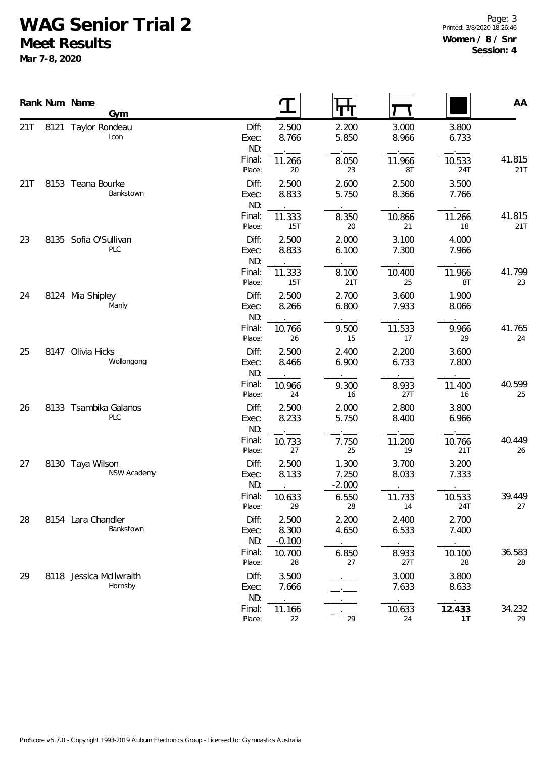# WAG Senior Trial 2

## Meet Results

**Mar 7-8, 2020**

**Women / 8 / Snr**
**Session: 4**

| Rank | Num | Name / Gym | | Vault | Bars | Beam | Floor | AA |
|---|---|---|---|---|---|---|---|---|
| 21T | 8121 | Taylor Rondeau | Diff: | 2.500 | 2.200 | 3.000 | 3.800 | |
| | | Icon | Exec: | 8.766 | 5.850 | 8.966 | 6.733 | |
| | | | ND: | . | . | . | . | |
| | | | Final: | 11.266 | 8.050 | 11.966 | 10.533 | 41.815 |
| | | | Place: | 20 | 23 | 8T | 24T | 21T |
| 21T | 8153 | Teana Bourke | Diff: | 2.500 | 2.600 | 2.500 | 3.500 | |
| | | Bankstown | Exec: | 8.833 | 5.750 | 8.366 | 7.766 | |
| | | | ND: | . | . | . | . | |
| | | | Final: | 11.333 | 8.350 | 10.866 | 11.266 | 41.815 |
| | | | Place: | 15T | 20 | 21 | 18 | 21T |
| 23 | 8135 | Sofia O'Sullivan | Diff: | 2.500 | 2.000 | 3.100 | 4.000 | |
| | | PLC | Exec: | 8.833 | 6.100 | 7.300 | 7.966 | |
| | | | ND: | . | . | . | . | |
| | | | Final: | 11.333 | 8.100 | 10.400 | 11.966 | 41.799 |
| | | | Place: | 15T | 21T | 25 | 8T | 23 |
| 24 | 8124 | Mia Shipley | Diff: | 2.500 | 2.700 | 3.600 | 1.900 | |
| | | Manly | Exec: | 8.266 | 6.800 | 7.933 | 8.066 | |
| | | | ND: | . | . | . | . | |
| | | | Final: | 10.766 | 9.500 | 11.533 | 9.966 | 41.765 |
| | | | Place: | 26 | 15 | 17 | 29 | 24 |
| 25 | 8147 | Olivia Hicks | Diff: | 2.500 | 2.400 | 2.200 | 3.600 | |
| | | Wollongong | Exec: | 8.466 | 6.900 | 6.733 | 7.800 | |
| | | | ND: | . | . | . | . | |
| | | | Final: | 10.966 | 9.300 | 8.933 | 11.400 | 40.599 |
| | | | Place: | 24 | 16 | 27T | 16 | 25 |
| 26 | 8133 | Tsambika Galanos | Diff: | 2.500 | 2.000 | 2.800 | 3.800 | |
| | | PLC | Exec: | 8.233 | 5.750 | 8.400 | 6.966 | |
| | | | ND: | . | . | . | . | |
| | | | Final: | 10.733 | 7.750 | 11.200 | 10.766 | 40.449 |
| | | | Place: | 27 | 25 | 19 | 21T | 26 |
| 27 | 8130 | Taya Wilson | Diff: | 2.500 | 1.300 | 3.700 | 3.200 | |
| | | NSW Academy | Exec: | 8.133 | 7.250 | 8.033 | 7.333 | |
| | | | ND: | . | -2.000 | . | . | |
| | | | Final: | 10.633 | 6.550 | 11.733 | 10.533 | 39.449 |
| | | | Place: | 29 | 28 | 14 | 24T | 27 |
| 28 | 8154 | Lara Chandler | Diff: | 2.500 | 2.200 | 2.400 | 2.700 | |
| | | Bankstown | Exec: | 8.300 | 4.650 | 6.533 | 7.400 | |
| | | | ND: | -0.100 | . | . | . | |
| | | | Final: | 10.700 | 6.850 | 8.933 | 10.100 | 36.583 |
| | | | Place: | 28 | 27 | 27T | 28 | 28 |
| 29 | 8118 | Jessica McIlwraith | Diff: | 3.500 | . | 3.000 | 3.800 | |
| | | Hornsby | Exec: | 7.666 | . | 7.633 | 8.633 | |
| | | | ND: | . | . | . | . | |
| | | | Final: | 11.166 | . | 10.633 | **12.433** | 34.232 |
| | | | Place: | 22 | 29 | 24 | **1T** | 29 |

ProScore v5.7.0 - Copyright 1993-2019 Auburn Electronics Group - Licensed to: Gymnastics Australia